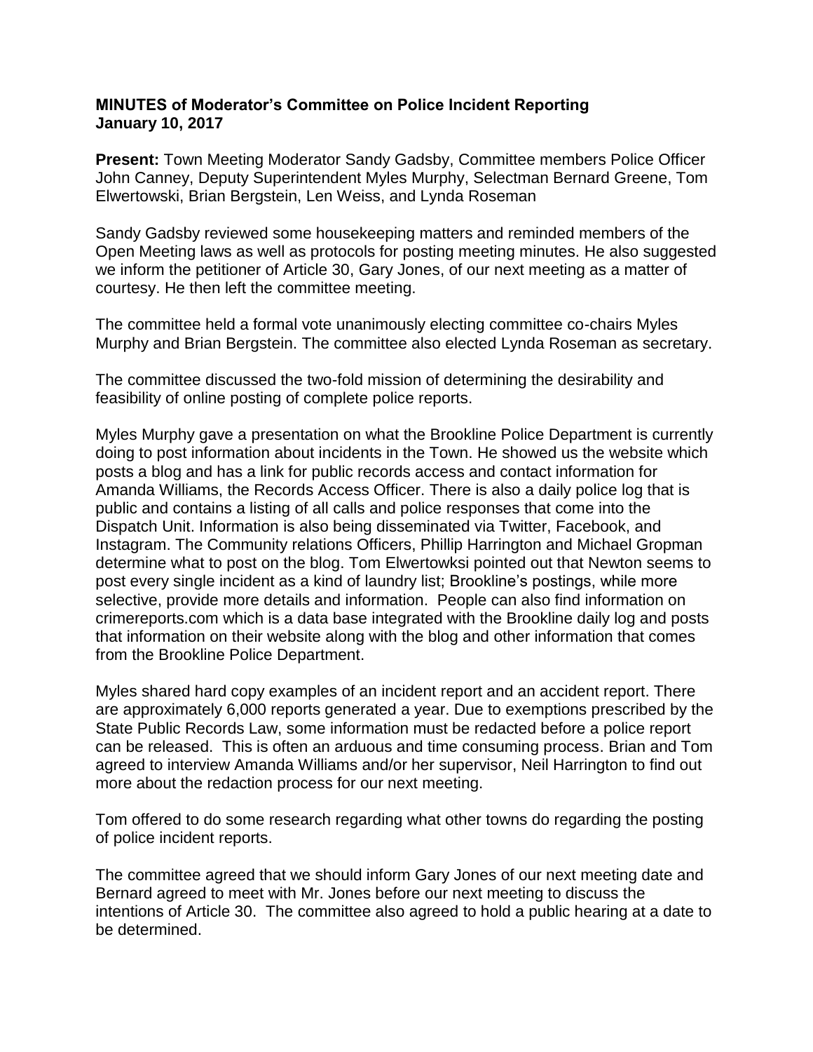**MINUTES of Moderator's Committee on Police Incident Reporting**
**January 10, 2017**

**Present:** Town Meeting Moderator Sandy Gadsby, Committee members Police Officer John Canney, Deputy Superintendent Myles Murphy, Selectman Bernard Greene, Tom Elwertowski, Brian Bergstein, Len Weiss, and Lynda Roseman

Sandy Gadsby reviewed some housekeeping matters and reminded members of the Open Meeting laws as well as protocols for posting meeting minutes. He also suggested we inform the petitioner of Article 30, Gary Jones, of our next meeting as a matter of courtesy. He then left the committee meeting.

The committee held a formal vote unanimously electing committee co-chairs Myles Murphy and Brian Bergstein. The committee also elected Lynda Roseman as secretary.

The committee discussed the two-fold mission of determining the desirability and feasibility of online posting of complete police reports.

Myles Murphy gave a presentation on what the Brookline Police Department is currently doing to post information about incidents in the Town. He showed us the website which posts a blog and has a link for public records access and contact information for Amanda Williams, the Records Access Officer. There is also a daily police log that is public and contains a listing of all calls and police responses that come into the Dispatch Unit. Information is also being disseminated via Twitter, Facebook, and Instagram. The Community relations Officers, Phillip Harrington and Michael Gropman determine what to post on the blog. Tom Elwertowksi pointed out that Newton seems to post every single incident as a kind of laundry list; Brookline's postings, while more selective, provide more details and information. People can also find information on crimereports.com which is a data base integrated with the Brookline daily log and posts that information on their website along with the blog and other information that comes from the Brookline Police Department.

Myles shared hard copy examples of an incident report and an accident report. There are approximately 6,000 reports generated a year. Due to exemptions prescribed by the State Public Records Law, some information must be redacted before a police report can be released. This is often an arduous and time consuming process. Brian and Tom agreed to interview Amanda Williams and/or her supervisor, Neil Harrington to find out more about the redaction process for our next meeting.

Tom offered to do some research regarding what other towns do regarding the posting of police incident reports.

The committee agreed that we should inform Gary Jones of our next meeting date and Bernard agreed to meet with Mr. Jones before our next meeting to discuss the intentions of Article 30. The committee also agreed to hold a public hearing at a date to be determined.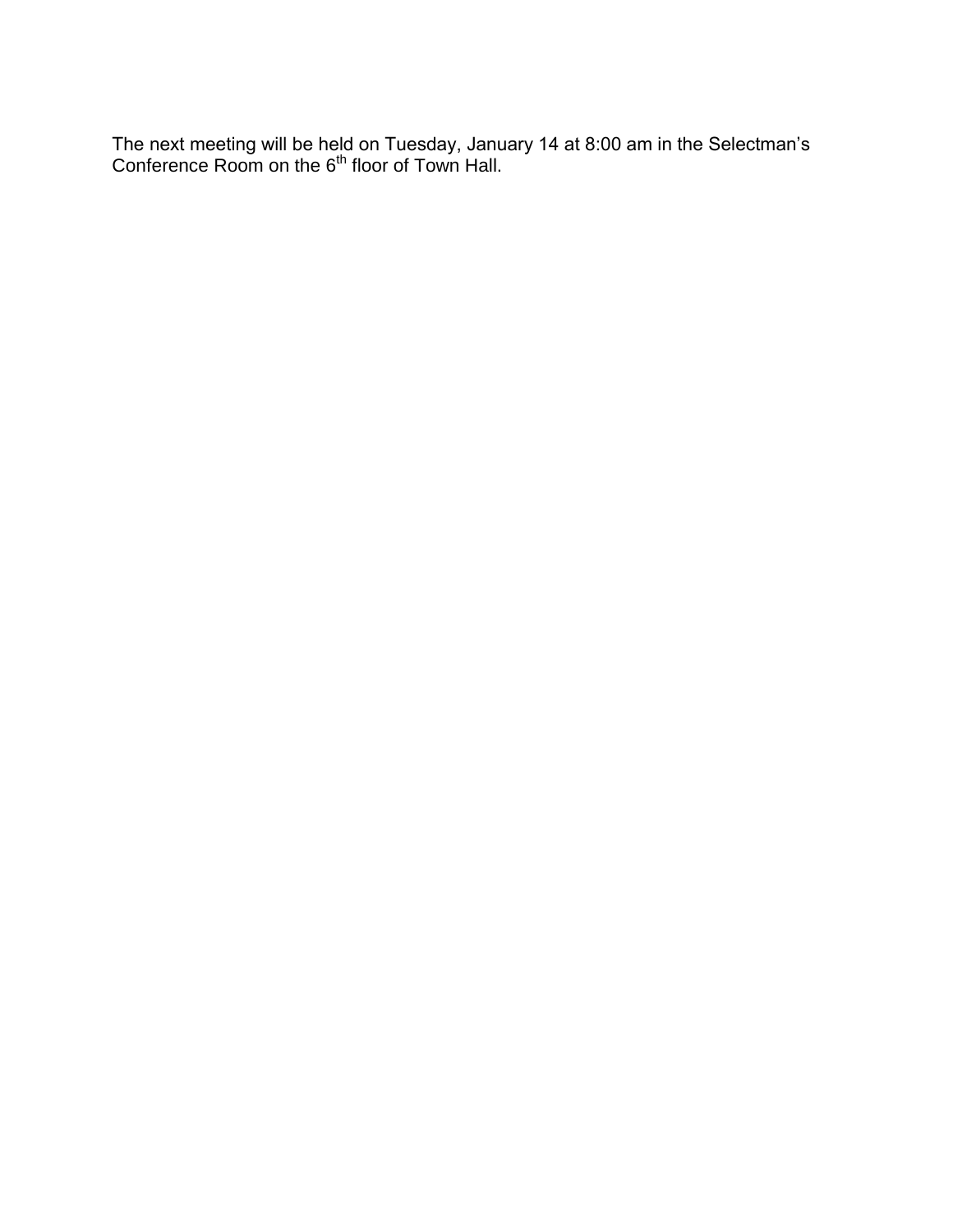The next meeting will be held on Tuesday, January 14 at 8:00 am in the Selectman's Conference Room on the 6th floor of Town Hall.